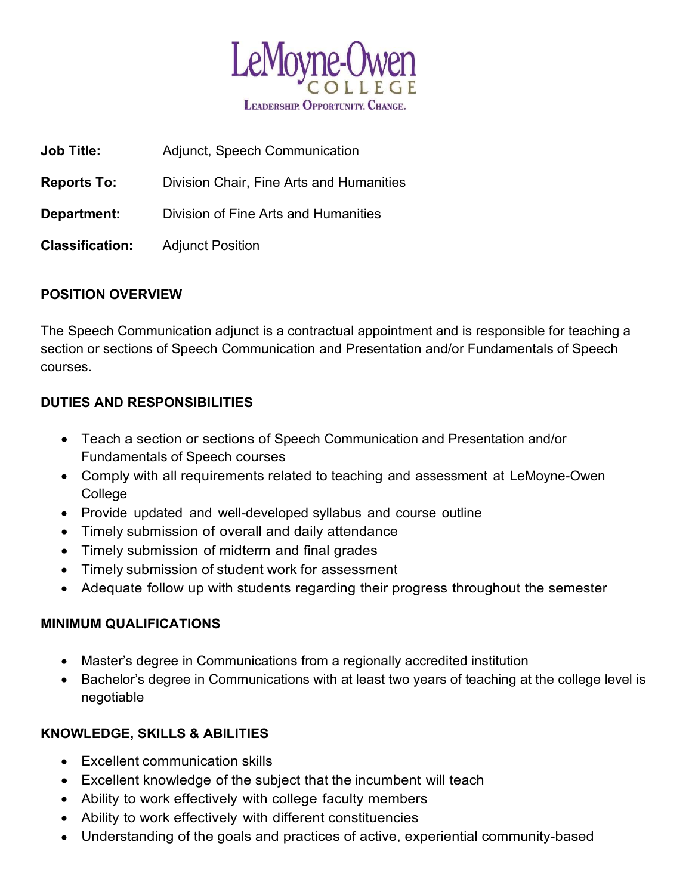LeMoyne-Owen College

Leadership. Opportunity. Change.

**Job Title:** Adjunct, Speech Communication

**Reports To:** Division Chair, Fine Arts and Humanities

**Department:** Division of Fine Arts and Humanities

**Classification:** Adjunct Position

## POSITION OVERVIEW

The Speech Communication adjunct is a contractual appointment and is responsible for teaching a section or sections of Speech Communication and Presentation and/or Fundamentals of Speech courses.

## DUTIES AND RESPONSIBILITIES

- Teach a section or sections of Speech Communication and Presentation and/or Fundamentals of Speech courses
- Comply with all requirements related to teaching and assessment at LeMoyne-Owen College
- Provide updated and well-developed syllabus and course outline
- Timely submission of overall and daily attendance
- Timely submission of midterm and final grades
- Timely submission of student work for assessment
- Adequate follow up with students regarding their progress throughout the semester

## MINIMUM QUALIFICATIONS

- Master's degree in Communications from a regionally accredited institution
- Bachelor's degree in Communications with at least two years of teaching at the college level is negotiable

## KNOWLEDGE, SKILLS & ABILITIES

- Excellent communication skills
- Excellent knowledge of the subject that the incumbent will teach
- Ability to work effectively with college faculty members
- Ability to work effectively with different constituencies
- Understanding of the goals and practices of active, experiential community-based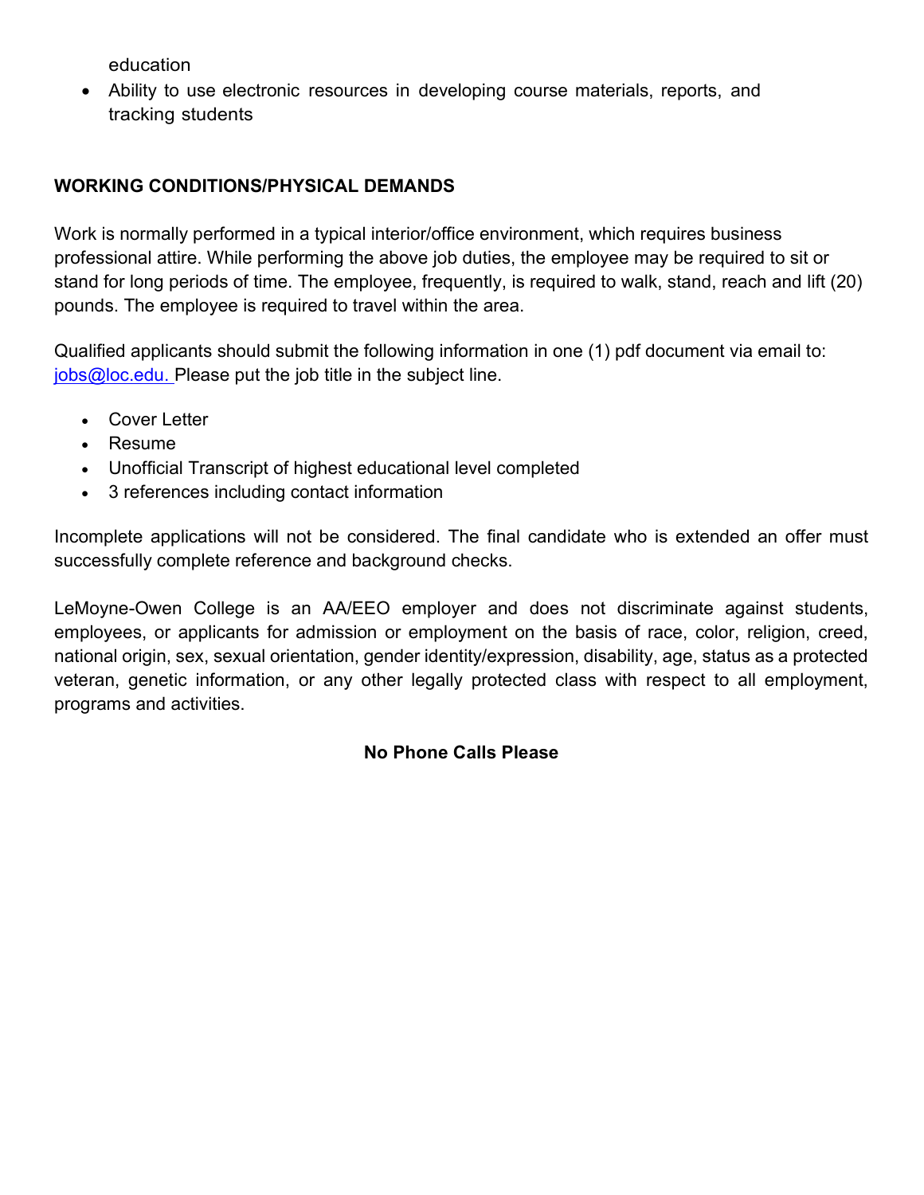education

- Ability to use electronic resources in developing course materials, reports, and tracking students

**WORKING CONDITIONS/PHYSICAL DEMANDS**

Work is normally performed in a typical interior/office environment, which requires business professional attire. While performing the above job duties, the employee may be required to sit or stand for long periods of time. The employee, frequently, is required to walk, stand, reach and lift (20) pounds. The employee is required to travel within the area.

Qualified applicants should submit the following information in one (1) pdf document via email to: jobs@loc.edu. Please put the job title in the subject line.

- Cover Letter
- Resume
- Unofficial Transcript of highest educational level completed
- 3 references including contact information

Incomplete applications will not be considered. The final candidate who is extended an offer must successfully complete reference and background checks.

LeMoyne-Owen College is an AA/EEO employer and does not discriminate against students, employees, or applicants for admission or employment on the basis of race, color, religion, creed, national origin, sex, sexual orientation, gender identity/expression, disability, age, status as a protected veteran, genetic information, or any other legally protected class with respect to all employment, programs and activities.

**No Phone Calls Please**